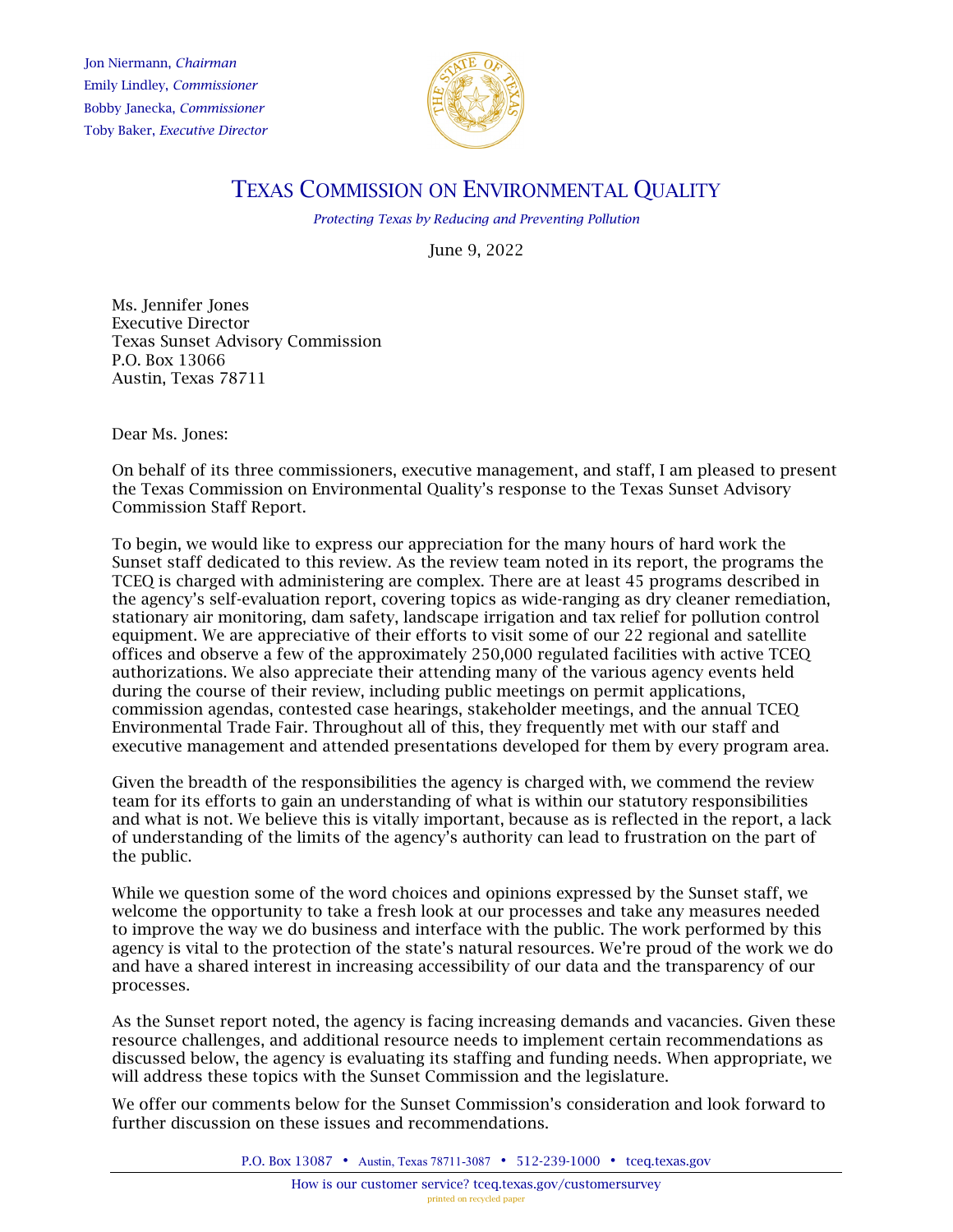Jon Niermann, *Chairman*
Emily Lindley, *Commissioner*
Bobby Janecka, *Commissioner*
Toby Baker, *Executive Director*

# TEXAS COMMISSION ON ENVIRONMENTAL QUALITY

*Protecting Texas by Reducing and Preventing Pollution*

June 9, 2022

Ms. Jennifer Jones
Executive Director
Texas Sunset Advisory Commission
P.O. Box 13066
Austin, Texas 78711

Dear Ms. Jones:

On behalf of its three commissioners, executive management, and staff, I am pleased to present the Texas Commission on Environmental Quality's response to the Texas Sunset Advisory Commission Staff Report.

To begin, we would like to express our appreciation for the many hours of hard work the Sunset staff dedicated to this review. As the review team noted in its report, the programs the TCEQ is charged with administering are complex. There are at least 45 programs described in the agency's self-evaluation report, covering topics as wide-ranging as dry cleaner remediation, stationary air monitoring, dam safety, landscape irrigation and tax relief for pollution control equipment. We are appreciative of their efforts to visit some of our 22 regional and satellite offices and observe a few of the approximately 250,000 regulated facilities with active TCEQ authorizations. We also appreciate their attending many of the various agency events held during the course of their review, including public meetings on permit applications, commission agendas, contested case hearings, stakeholder meetings, and the annual TCEQ Environmental Trade Fair. Throughout all of this, they frequently met with our staff and executive management and attended presentations developed for them by every program area.

Given the breadth of the responsibilities the agency is charged with, we commend the review team for its efforts to gain an understanding of what is within our statutory responsibilities and what is not. We believe this is vitally important, because as is reflected in the report, a lack of understanding of the limits of the agency's authority can lead to frustration on the part of the public.

While we question some of the word choices and opinions expressed by the Sunset staff, we welcome the opportunity to take a fresh look at our processes and take any measures needed to improve the way we do business and interface with the public. The work performed by this agency is vital to the protection of the state's natural resources. We're proud of the work we do and have a shared interest in increasing accessibility of our data and the transparency of our processes.

As the Sunset report noted, the agency is facing increasing demands and vacancies. Given these resource challenges, and additional resource needs to implement certain recommendations as discussed below, the agency is evaluating its staffing and funding needs. When appropriate, we will address these topics with the Sunset Commission and the legislature.

We offer our comments below for the Sunset Commission's consideration and look forward to further discussion on these issues and recommendations.

P.O. Box 13087 • Austin, Texas 78711-3087 • 512-239-1000 • tceq.texas.gov

How is our customer service? tceq.texas.gov/customersurvey
printed on recycled paper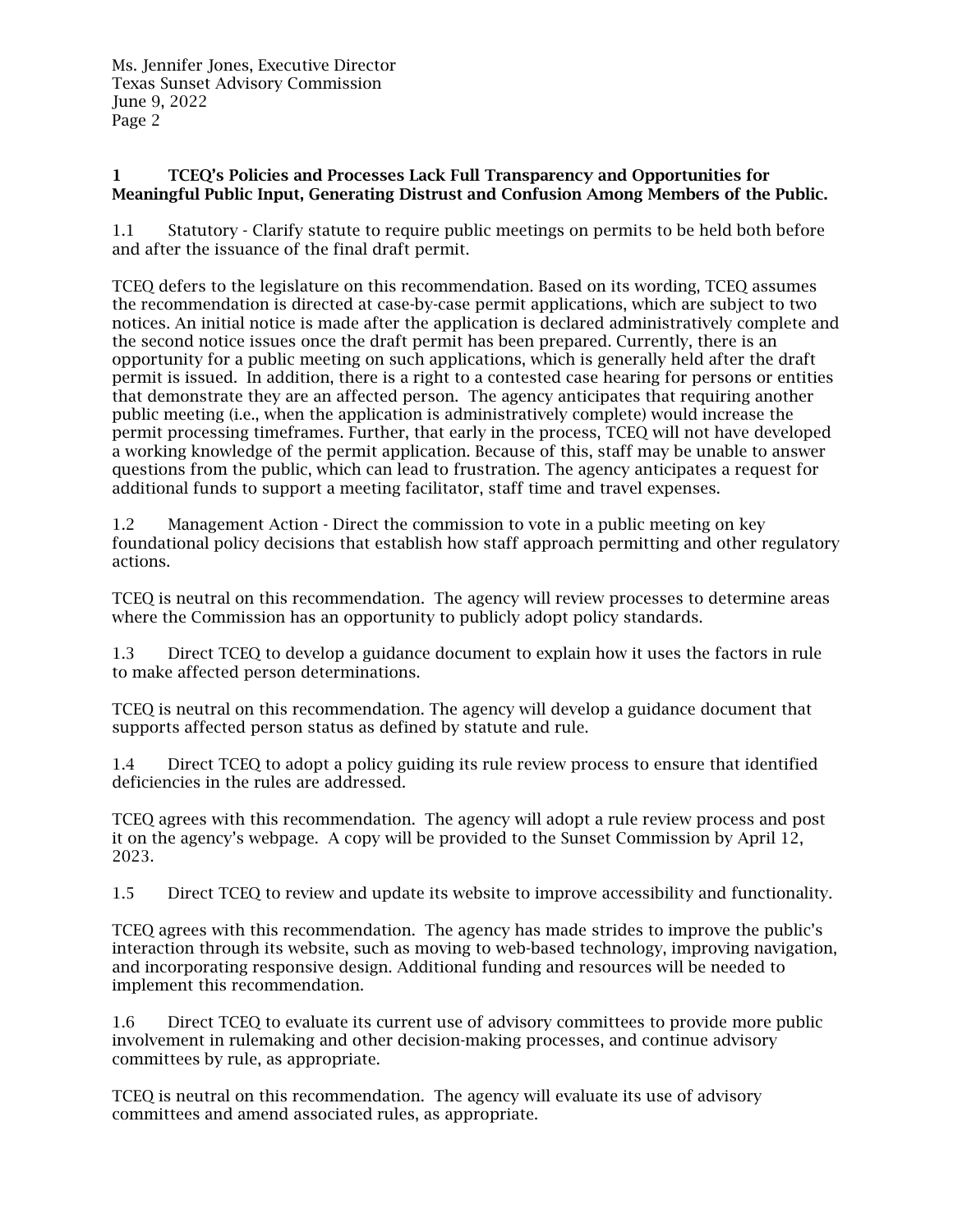**1 TCEQ's Policies and Processes Lack Full Transparency and Opportunities for Meaningful Public Input, Generating Distrust and Confusion Among Members of the Public.**

1.1 Statutory - Clarify statute to require public meetings on permits to be held both before and after the issuance of the final draft permit.

TCEQ defers to the legislature on this recommendation. Based on its wording, TCEQ assumes the recommendation is directed at case-by-case permit applications, which are subject to two notices. An initial notice is made after the application is declared administratively complete and the second notice issues once the draft permit has been prepared. Currently, there is an opportunity for a public meeting on such applications, which is generally held after the draft permit is issued. In addition, there is a right to a contested case hearing for persons or entities that demonstrate they are an affected person. The agency anticipates that requiring another public meeting (i.e., when the application is administratively complete) would increase the permit processing timeframes. Further, that early in the process, TCEQ will not have developed a working knowledge of the permit application. Because of this, staff may be unable to answer questions from the public, which can lead to frustration. The agency anticipates a request for additional funds to support a meeting facilitator, staff time and travel expenses.

1.2 Management Action - Direct the commission to vote in a public meeting on key foundational policy decisions that establish how staff approach permitting and other regulatory actions.

TCEQ is neutral on this recommendation. The agency will review processes to determine areas where the Commission has an opportunity to publicly adopt policy standards.

1.3 Direct TCEQ to develop a guidance document to explain how it uses the factors in rule to make affected person determinations.

TCEQ is neutral on this recommendation. The agency will develop a guidance document that supports affected person status as defined by statute and rule.

1.4 Direct TCEQ to adopt a policy guiding its rule review process to ensure that identified deficiencies in the rules are addressed.

TCEQ agrees with this recommendation. The agency will adopt a rule review process and post it on the agency's webpage. A copy will be provided to the Sunset Commission by April 12, 2023.

1.5 Direct TCEQ to review and update its website to improve accessibility and functionality.

TCEQ agrees with this recommendation. The agency has made strides to improve the public's interaction through its website, such as moving to web-based technology, improving navigation, and incorporating responsive design. Additional funding and resources will be needed to implement this recommendation.

1.6 Direct TCEQ to evaluate its current use of advisory committees to provide more public involvement in rulemaking and other decision-making processes, and continue advisory committees by rule, as appropriate.

TCEQ is neutral on this recommendation. The agency will evaluate its use of advisory committees and amend associated rules, as appropriate.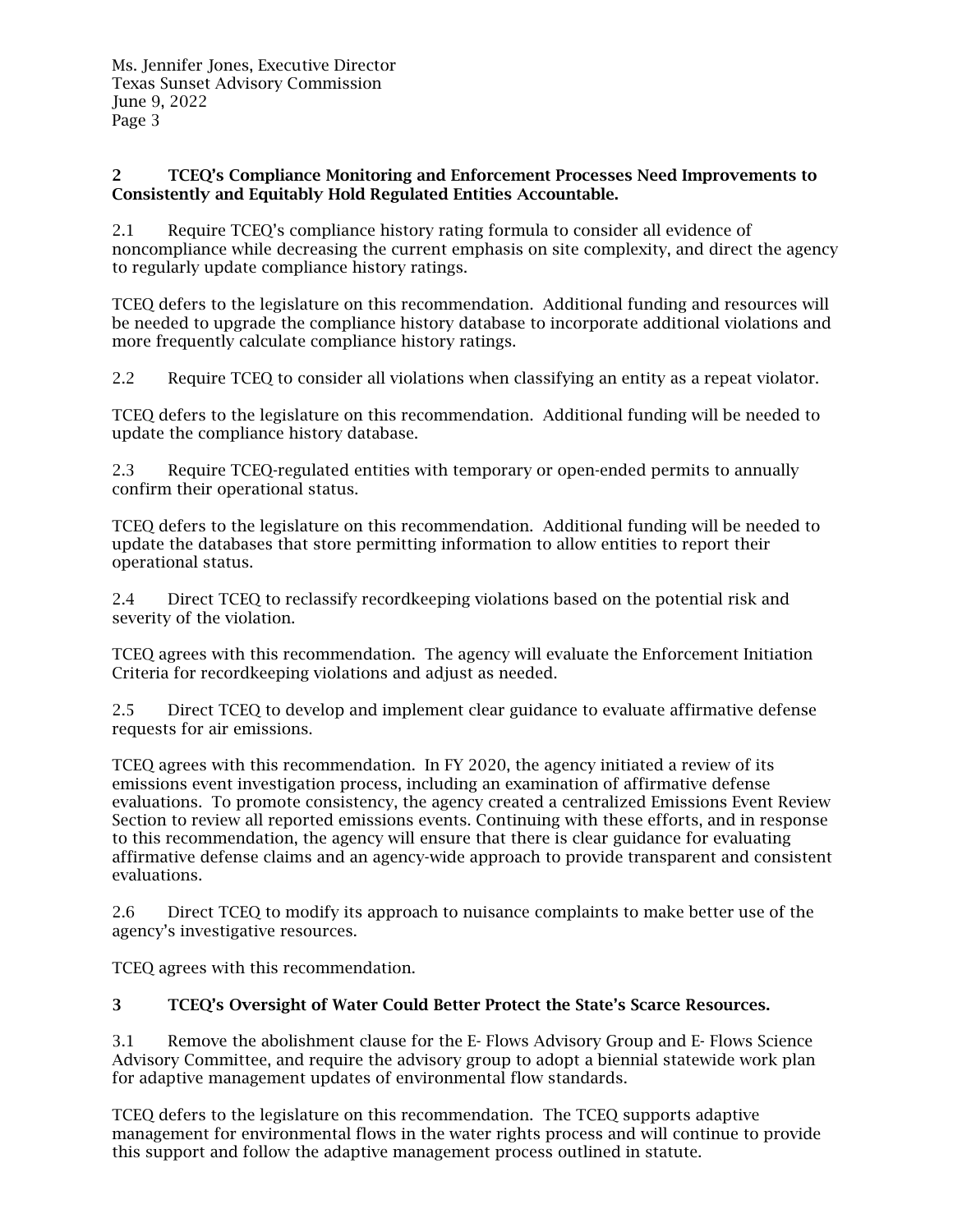**2 TCEQ's Compliance Monitoring and Enforcement Processes Need Improvements to Consistently and Equitably Hold Regulated Entities Accountable.**

2.1 Require TCEQ's compliance history rating formula to consider all evidence of noncompliance while decreasing the current emphasis on site complexity, and direct the agency to regularly update compliance history ratings.

TCEQ defers to the legislature on this recommendation. Additional funding and resources will be needed to upgrade the compliance history database to incorporate additional violations and more frequently calculate compliance history ratings.

2.2 Require TCEQ to consider all violations when classifying an entity as a repeat violator.

TCEQ defers to the legislature on this recommendation. Additional funding will be needed to update the compliance history database.

2.3 Require TCEQ-regulated entities with temporary or open-ended permits to annually confirm their operational status.

TCEQ defers to the legislature on this recommendation. Additional funding will be needed to update the databases that store permitting information to allow entities to report their operational status.

2.4 Direct TCEQ to reclassify recordkeeping violations based on the potential risk and severity of the violation.

TCEQ agrees with this recommendation. The agency will evaluate the Enforcement Initiation Criteria for recordkeeping violations and adjust as needed.

2.5 Direct TCEQ to develop and implement clear guidance to evaluate affirmative defense requests for air emissions.

TCEQ agrees with this recommendation. In FY 2020, the agency initiated a review of its emissions event investigation process, including an examination of affirmative defense evaluations. To promote consistency, the agency created a centralized Emissions Event Review Section to review all reported emissions events. Continuing with these efforts, and in response to this recommendation, the agency will ensure that there is clear guidance for evaluating affirmative defense claims and an agency-wide approach to provide transparent and consistent evaluations.

2.6 Direct TCEQ to modify its approach to nuisance complaints to make better use of the agency's investigative resources.

TCEQ agrees with this recommendation.

**3 TCEQ's Oversight of Water Could Better Protect the State's Scarce Resources.**

3.1 Remove the abolishment clause for the E- Flows Advisory Group and E- Flows Science Advisory Committee, and require the advisory group to adopt a biennial statewide work plan for adaptive management updates of environmental flow standards.

TCEQ defers to the legislature on this recommendation. The TCEQ supports adaptive management for environmental flows in the water rights process and will continue to provide this support and follow the adaptive management process outlined in statute.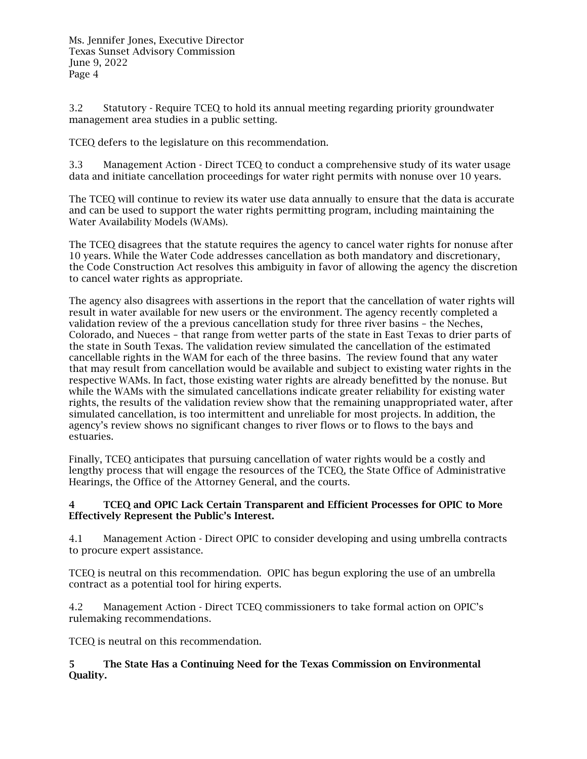3.2 Statutory - Require TCEQ to hold its annual meeting regarding priority groundwater management area studies in a public setting.

TCEQ defers to the legislature on this recommendation.

3.3 Management Action - Direct TCEQ to conduct a comprehensive study of its water usage data and initiate cancellation proceedings for water right permits with nonuse over 10 years.

The TCEQ will continue to review its water use data annually to ensure that the data is accurate and can be used to support the water rights permitting program, including maintaining the Water Availability Models (WAMs).

The TCEQ disagrees that the statute requires the agency to cancel water rights for nonuse after 10 years. While the Water Code addresses cancellation as both mandatory and discretionary, the Code Construction Act resolves this ambiguity in favor of allowing the agency the discretion to cancel water rights as appropriate.

The agency also disagrees with assertions in the report that the cancellation of water rights will result in water available for new users or the environment. The agency recently completed a validation review of the a previous cancellation study for three river basins – the Neches, Colorado, and Nueces – that range from wetter parts of the state in East Texas to drier parts of the state in South Texas. The validation review simulated the cancellation of the estimated cancellable rights in the WAM for each of the three basins. The review found that any water that may result from cancellation would be available and subject to existing water rights in the respective WAMs. In fact, those existing water rights are already benefitted by the nonuse. But while the WAMs with the simulated cancellations indicate greater reliability for existing water rights, the results of the validation review show that the remaining unappropriated water, after simulated cancellation, is too intermittent and unreliable for most projects. In addition, the agency's review shows no significant changes to river flows or to flows to the bays and estuaries.

Finally, TCEQ anticipates that pursuing cancellation of water rights would be a costly and lengthy process that will engage the resources of the TCEQ, the State Office of Administrative Hearings, the Office of the Attorney General, and the courts.

**4 TCEQ and OPIC Lack Certain Transparent and Efficient Processes for OPIC to More Effectively Represent the Public's Interest.**

4.1 Management Action - Direct OPIC to consider developing and using umbrella contracts to procure expert assistance.

TCEQ is neutral on this recommendation. OPIC has begun exploring the use of an umbrella contract as a potential tool for hiring experts.

4.2 Management Action - Direct TCEQ commissioners to take formal action on OPIC's rulemaking recommendations.

TCEQ is neutral on this recommendation.

**5 The State Has a Continuing Need for the Texas Commission on Environmental Quality.**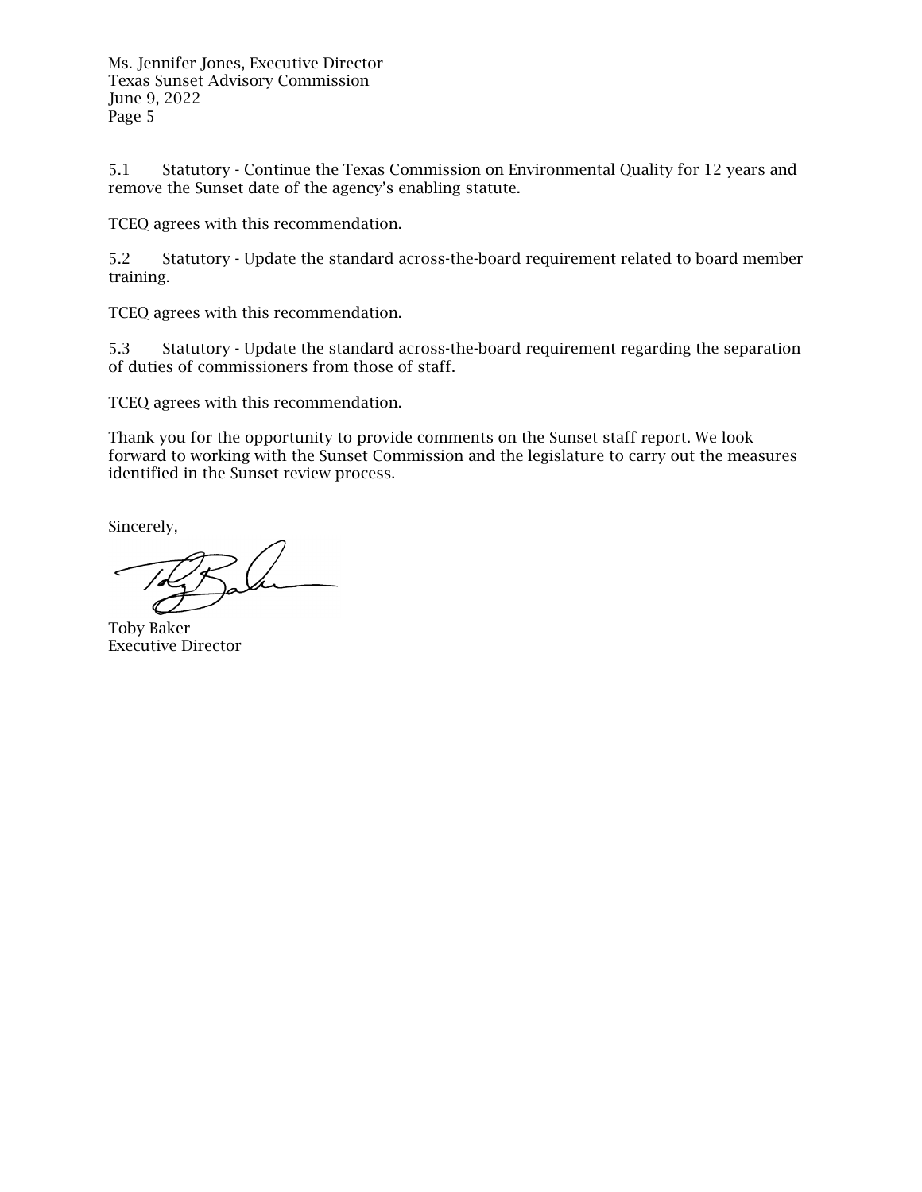5.1 Statutory - Continue the Texas Commission on Environmental Quality for 12 years and remove the Sunset date of the agency's enabling statute.

TCEQ agrees with this recommendation.

5.2 Statutory - Update the standard across-the-board requirement related to board member training.

TCEQ agrees with this recommendation.

5.3 Statutory - Update the standard across-the-board requirement regarding the separation of duties of commissioners from those of staff.

TCEQ agrees with this recommendation.

Thank you for the opportunity to provide comments on the Sunset staff report. We look forward to working with the Sunset Commission and the legislature to carry out the measures identified in the Sunset review process.

Sincerely,

Toby Baker
Executive Director